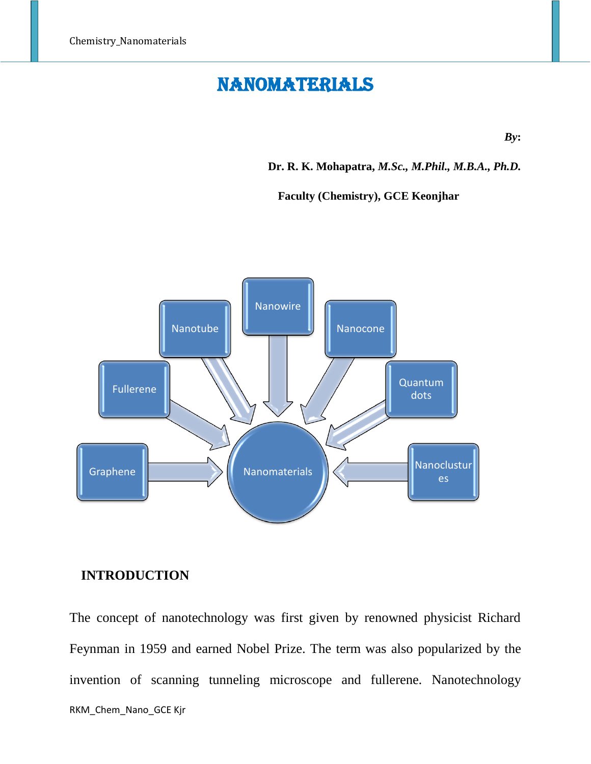# NANOMATERIALS

***By*:**

**Dr. R. K. Mohapatra, *M.Sc., M.Phil., M.B.A., Ph.D.***

**Faculty (Chemistry), GCE Keonjhar**

Nanotube, Nanowire, Nanocone, Fullerene, Quantum dots, Graphene, Nanoclusters → Nanomaterials

## INTRODUCTION

The concept of nanotechnology was first given by renowned physicist Richard Feynman in 1959 and earned Nobel Prize. The term was also popularized by the invention of scanning tunneling microscope and fullerene. Nanotechnology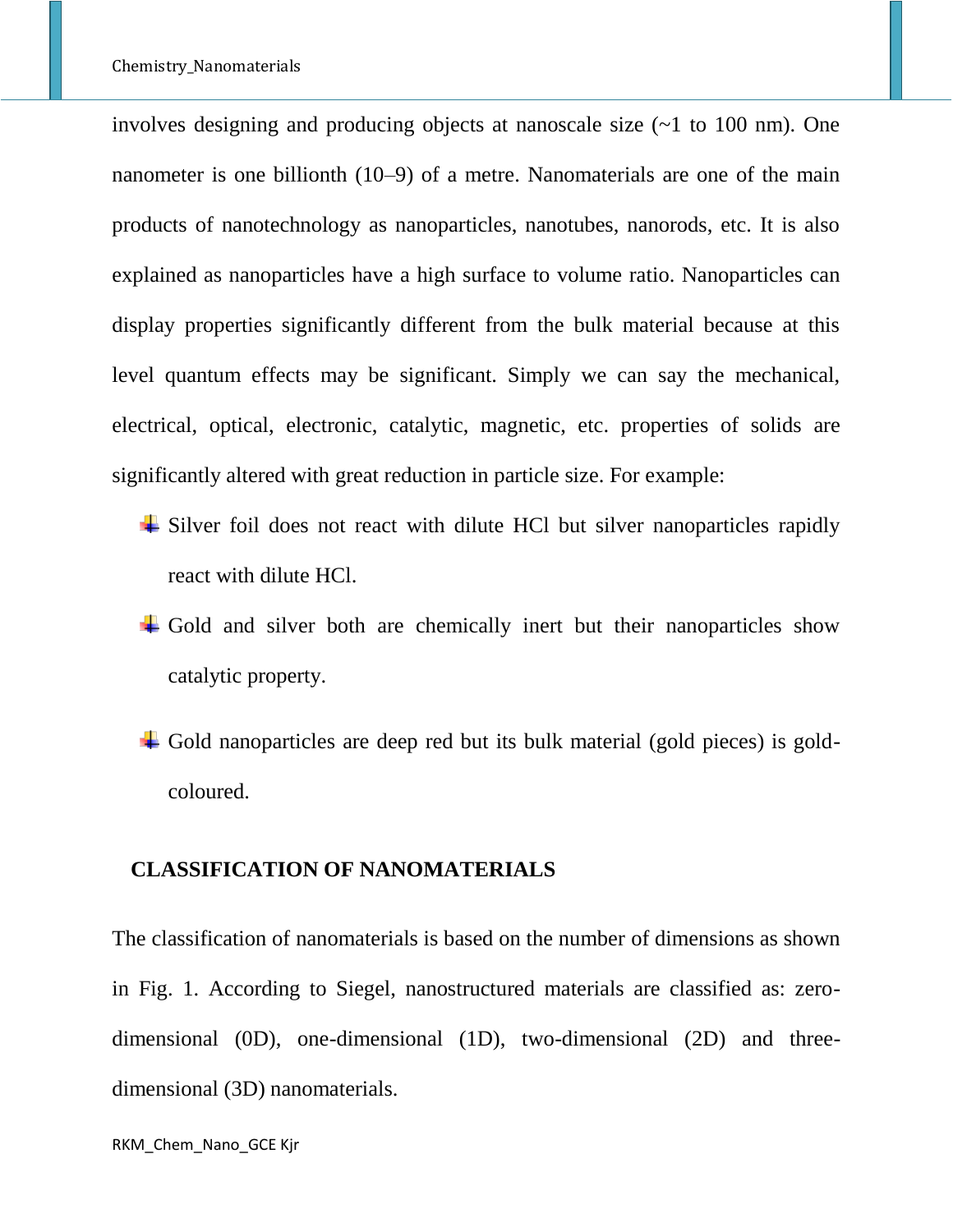involves designing and producing objects at nanoscale size (~1 to 100 nm). One nanometer is one billionth (10–9) of a metre. Nanomaterials are one of the main products of nanotechnology as nanoparticles, nanotubes, nanorods, etc. It is also explained as nanoparticles have a high surface to volume ratio. Nanoparticles can display properties significantly different from the bulk material because at this level quantum effects may be significant. Simply we can say the mechanical, electrical, optical, electronic, catalytic, magnetic, etc. properties of solids are significantly altered with great reduction in particle size. For example:

- Silver foil does not react with dilute HCl but silver nanoparticles rapidly react with dilute HCl.
- Gold and silver both are chemically inert but their nanoparticles show catalytic property.
- Gold nanoparticles are deep red but its bulk material (gold pieces) is gold-coloured.

## CLASSIFICATION OF NANOMATERIALS

The classification of nanomaterials is based on the number of dimensions as shown in Fig. 1. According to Siegel, nanostructured materials are classified as: zero-dimensional (0D), one-dimensional (1D), two-dimensional (2D) and three-dimensional (3D) nanomaterials.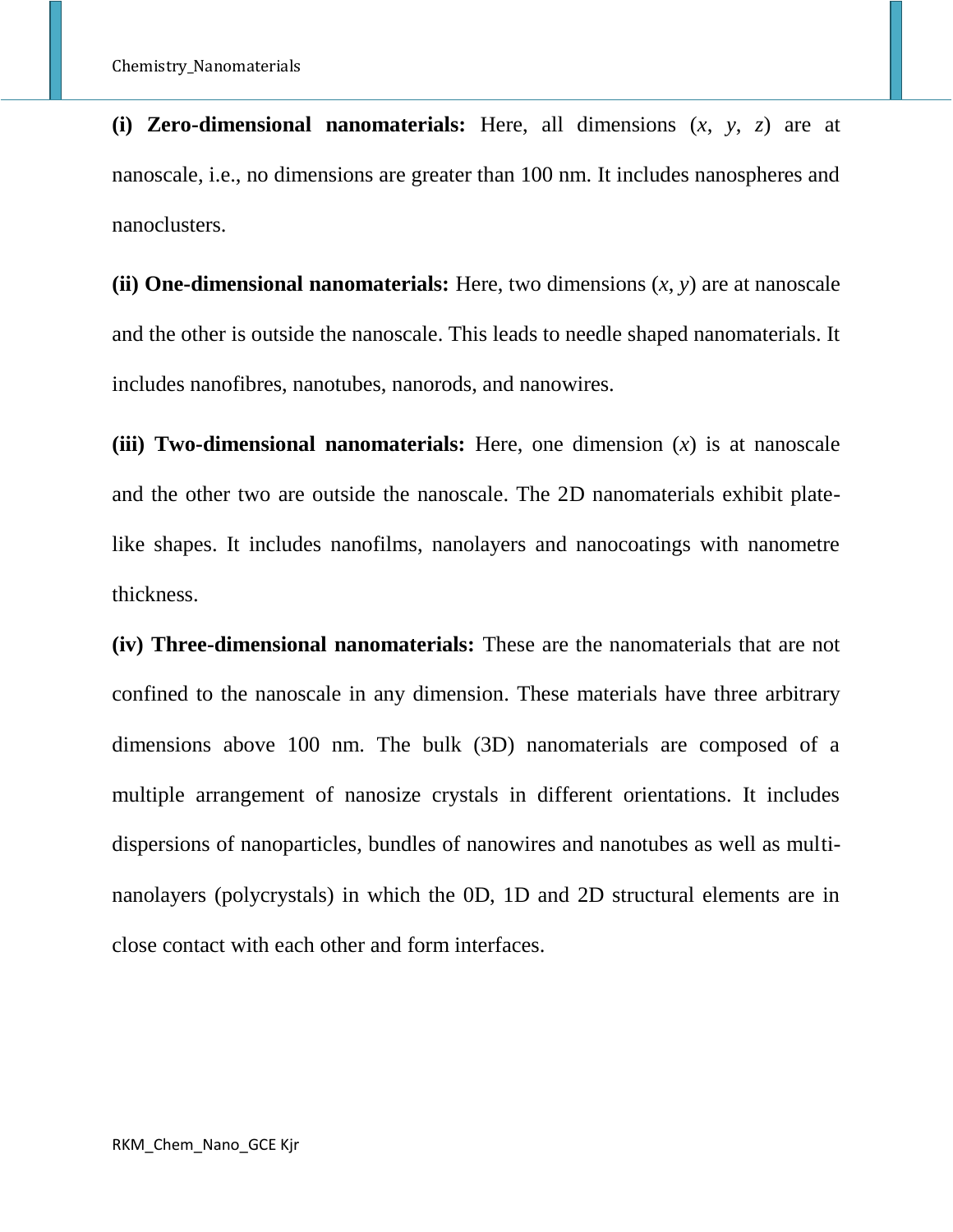**(i) Zero-dimensional nanomaterials:** Here, all dimensions ($x$, $y$, $z$) are at nanoscale, i.e., no dimensions are greater than 100 nm. It includes nanospheres and nanoclusters.

**(ii) One-dimensional nanomaterials:** Here, two dimensions ($x$, $y$) are at nanoscale and the other is outside the nanoscale. This leads to needle shaped nanomaterials. It includes nanofibres, nanotubes, nanorods, and nanowires.

**(iii) Two-dimensional nanomaterials:** Here, one dimension ($x$) is at nanoscale and the other two are outside the nanoscale. The 2D nanomaterials exhibit plate-like shapes. It includes nanofilms, nanolayers and nanocoatings with nanometre thickness.

**(iv) Three-dimensional nanomaterials:** These are the nanomaterials that are not confined to the nanoscale in any dimension. These materials have three arbitrary dimensions above 100 nm. The bulk (3D) nanomaterials are composed of a multiple arrangement of nanosize crystals in different orientations. It includes dispersions of nanoparticles, bundles of nanowires and nanotubes as well as multi-nanolayers (polycrystals) in which the 0D, 1D and 2D structural elements are in close contact with each other and form interfaces.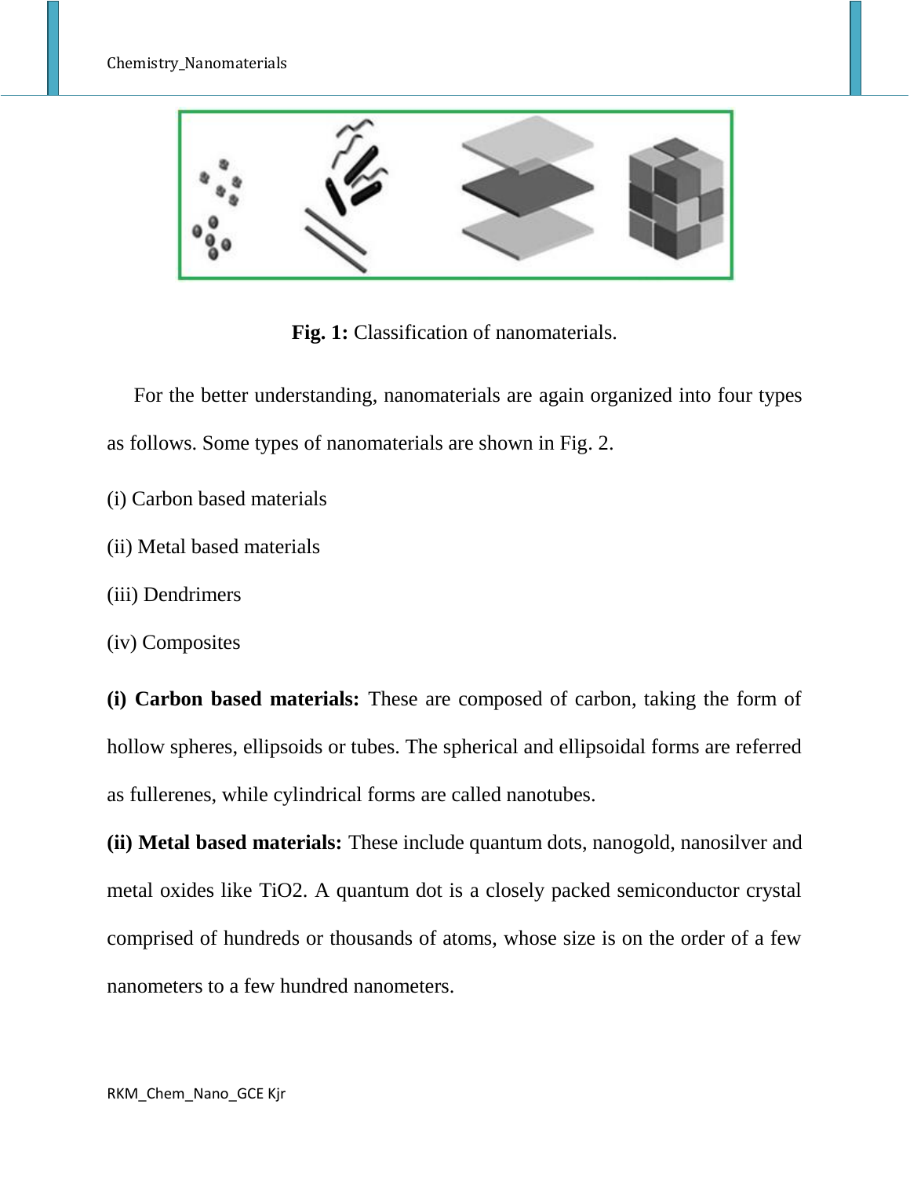**Fig. 1:** Classification of nanomaterials.

For the better understanding, nanomaterials are again organized into four types as follows. Some types of nanomaterials are shown in Fig. 2.

(i) Carbon based materials

(ii) Metal based materials

(iii) Dendrimers

(iv) Composites

**(i) Carbon based materials:** These are composed of carbon, taking the form of hollow spheres, ellipsoids or tubes. The spherical and ellipsoidal forms are referred as fullerenes, while cylindrical forms are called nanotubes.

**(ii) Metal based materials:** These include quantum dots, nanogold, nanosilver and metal oxides like TiO2. A quantum dot is a closely packed semiconductor crystal comprised of hundreds or thousands of atoms, whose size is on the order of a few nanometers to a few hundred nanometers.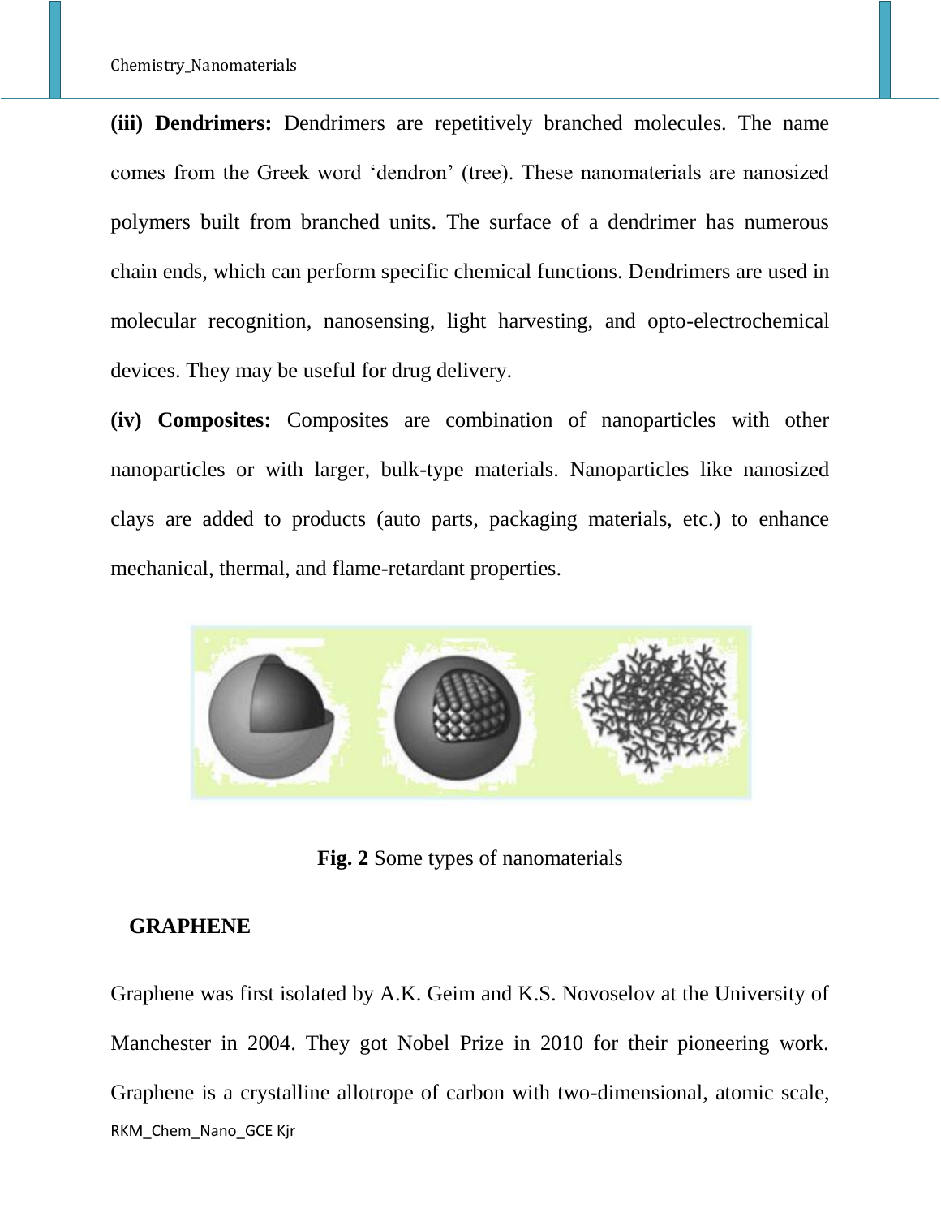**(iii) Dendrimers:** Dendrimers are repetitively branched molecules. The name comes from the Greek word 'dendron' (tree). These nanomaterials are nanosized polymers built from branched units. The surface of a dendrimer has numerous chain ends, which can perform specific chemical functions. Dendrimers are used in molecular recognition, nanosensing, light harvesting, and opto-electrochemical devices. They may be useful for drug delivery.

**(iv) Composites:** Composites are combination of nanoparticles with other nanoparticles or with larger, bulk-type materials. Nanoparticles like nanosized clays are added to products (auto parts, packaging materials, etc.) to enhance mechanical, thermal, and flame-retardant properties.

**Fig. 2** Some types of nanomaterials

## GRAPHENE

Graphene was first isolated by A.K. Geim and K.S. Novoselov at the University of Manchester in 2004. They got Nobel Prize in 2010 for their pioneering work. Graphene is a crystalline allotrope of carbon with two-dimensional, atomic scale,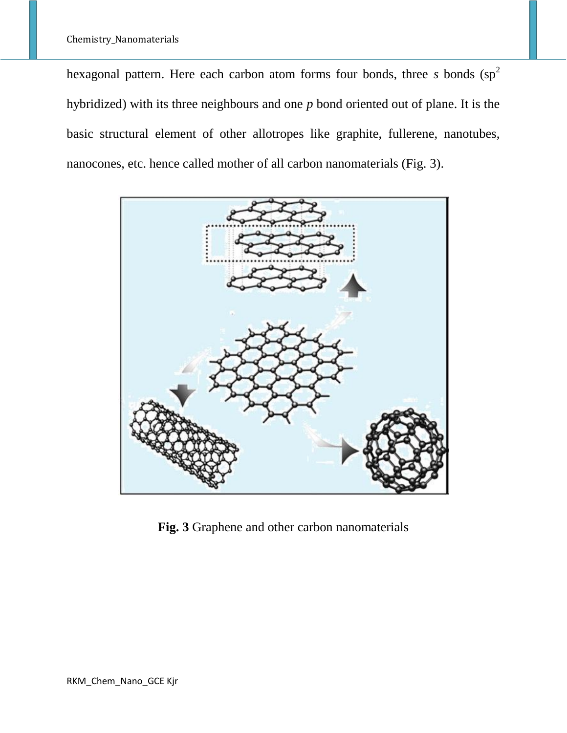hexagonal pattern. Here each carbon atom forms four bonds, three *s* bonds ($sp^2$ hybridized) with its three neighbours and one *p* bond oriented out of plane. It is the basic structural element of other allotropes like graphite, fullerene, nanotubes, nanocones, etc. hence called mother of all carbon nanomaterials (Fig. 3).

**Fig. 3** Graphene and other carbon nanomaterials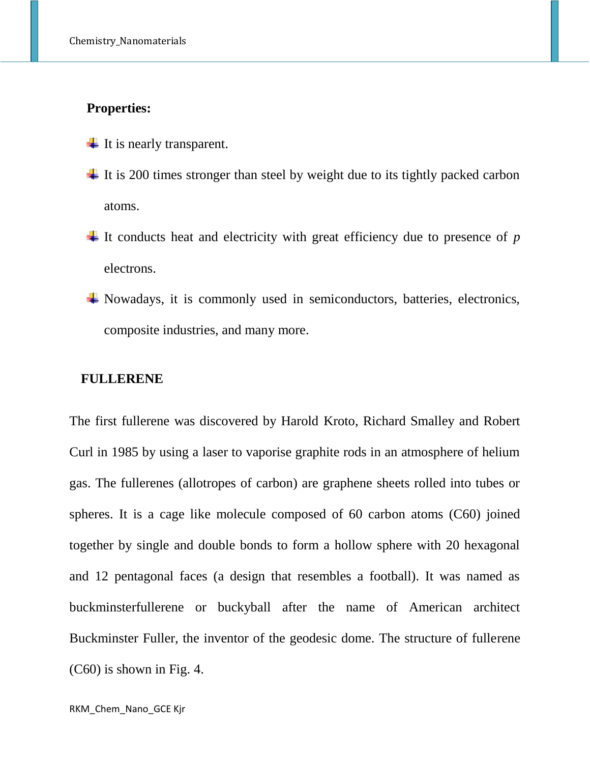**Properties:**

- It is nearly transparent.
- It is 200 times stronger than steel by weight due to its tightly packed carbon atoms.
- It conducts heat and electricity with great efficiency due to presence of *p* electrons.
- Nowadays, it is commonly used in semiconductors, batteries, electronics, composite industries, and many more.

## FULLERENE

The first fullerene was discovered by Harold Kroto, Richard Smalley and Robert Curl in 1985 by using a laser to vaporise graphite rods in an atmosphere of helium gas. The fullerenes (allotropes of carbon) are graphene sheets rolled into tubes or spheres. It is a cage like molecule composed of 60 carbon atoms ($C_{60}$) joined together by single and double bonds to form a hollow sphere with 20 hexagonal and 12 pentagonal faces (a design that resembles a football). It was named as buckminsterfullerene or buckyball after the name of American architect Buckminster Fuller, the inventor of the geodesic dome. The structure of fullerene ($C_{60}$) is shown in Fig. 4.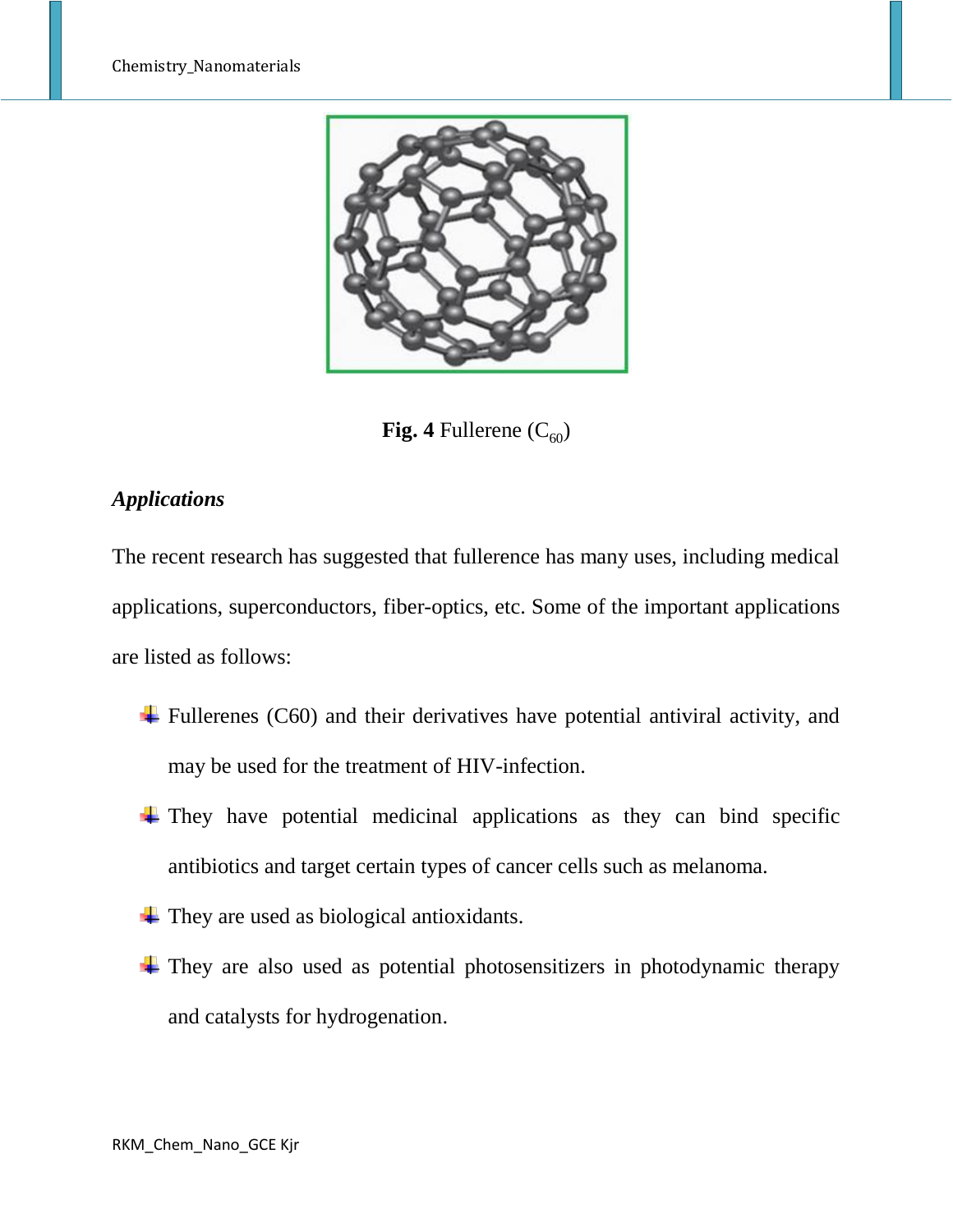**Fig. 4** Fullerene ($C_{60}$)

### *Applications*

The recent research has suggested that fullerence has many uses, including medical applications, superconductors, fiber-optics, etc. Some of the important applications are listed as follows:

- Fullerenes (C60) and their derivatives have potential antiviral activity, and may be used for the treatment of HIV-infection.
- They have potential medicinal applications as they can bind specific antibiotics and target certain types of cancer cells such as melanoma.
- They are used as biological antioxidants.
- They are also used as potential photosensitizers in photodynamic therapy and catalysts for hydrogenation.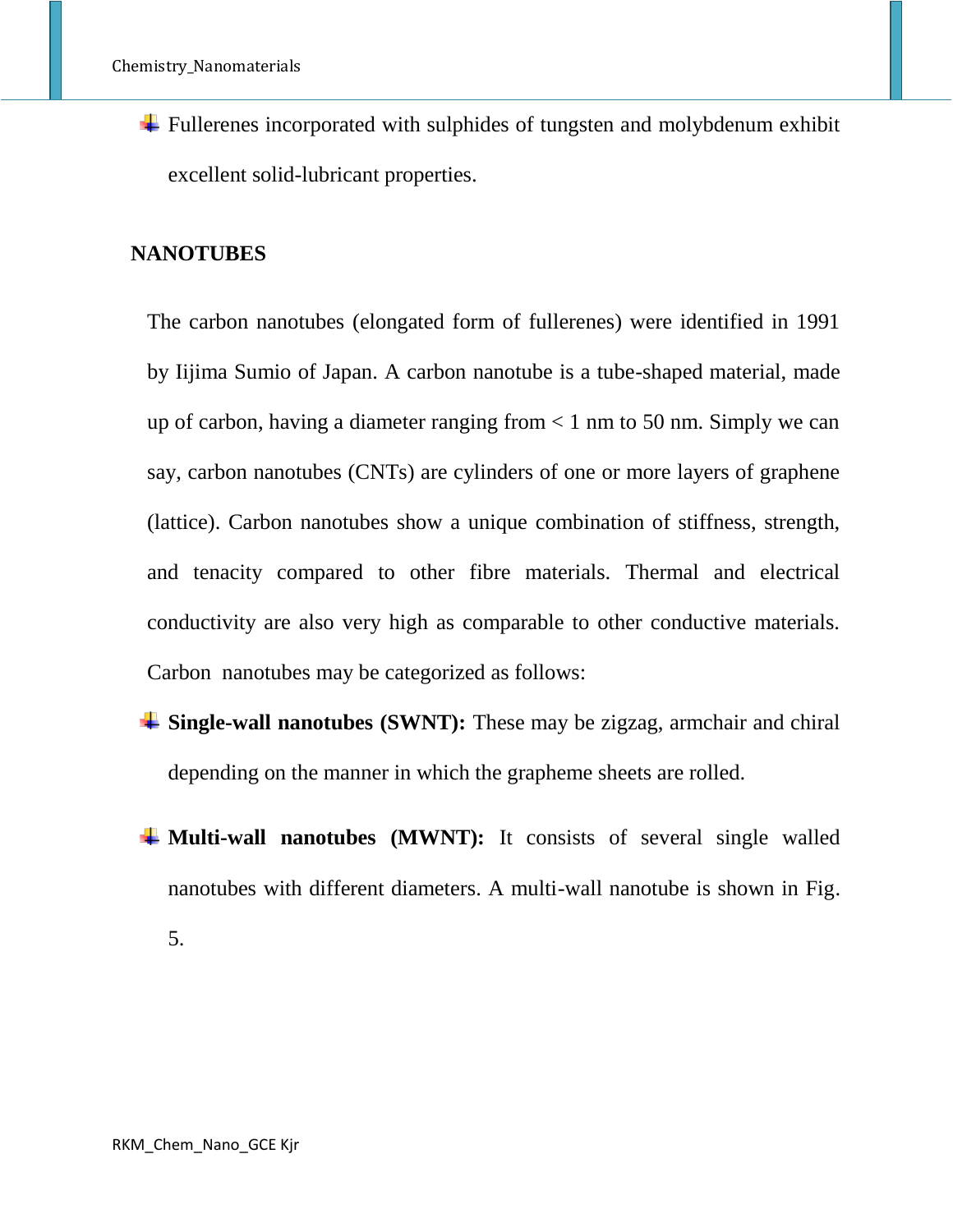- Fullerenes incorporated with sulphides of tungsten and molybdenum exhibit excellent solid-lubricant properties.

## NANOTUBES

The carbon nanotubes (elongated form of fullerenes) were identified in 1991 by Iijima Sumio of Japan. A carbon nanotube is a tube-shaped material, made up of carbon, having a diameter ranging from < 1 nm to 50 nm. Simply we can say, carbon nanotubes (CNTs) are cylinders of one or more layers of graphene (lattice). Carbon nanotubes show a unique combination of stiffness, strength, and tenacity compared to other fibre materials. Thermal and electrical conductivity are also very high as comparable to other conductive materials. Carbon nanotubes may be categorized as follows:

- **Single-wall nanotubes (SWNT):** These may be zigzag, armchair and chiral depending on the manner in which the grapheme sheets are rolled.
- **Multi-wall nanotubes (MWNT):** It consists of several single walled nanotubes with different diameters. A multi-wall nanotube is shown in Fig. 5.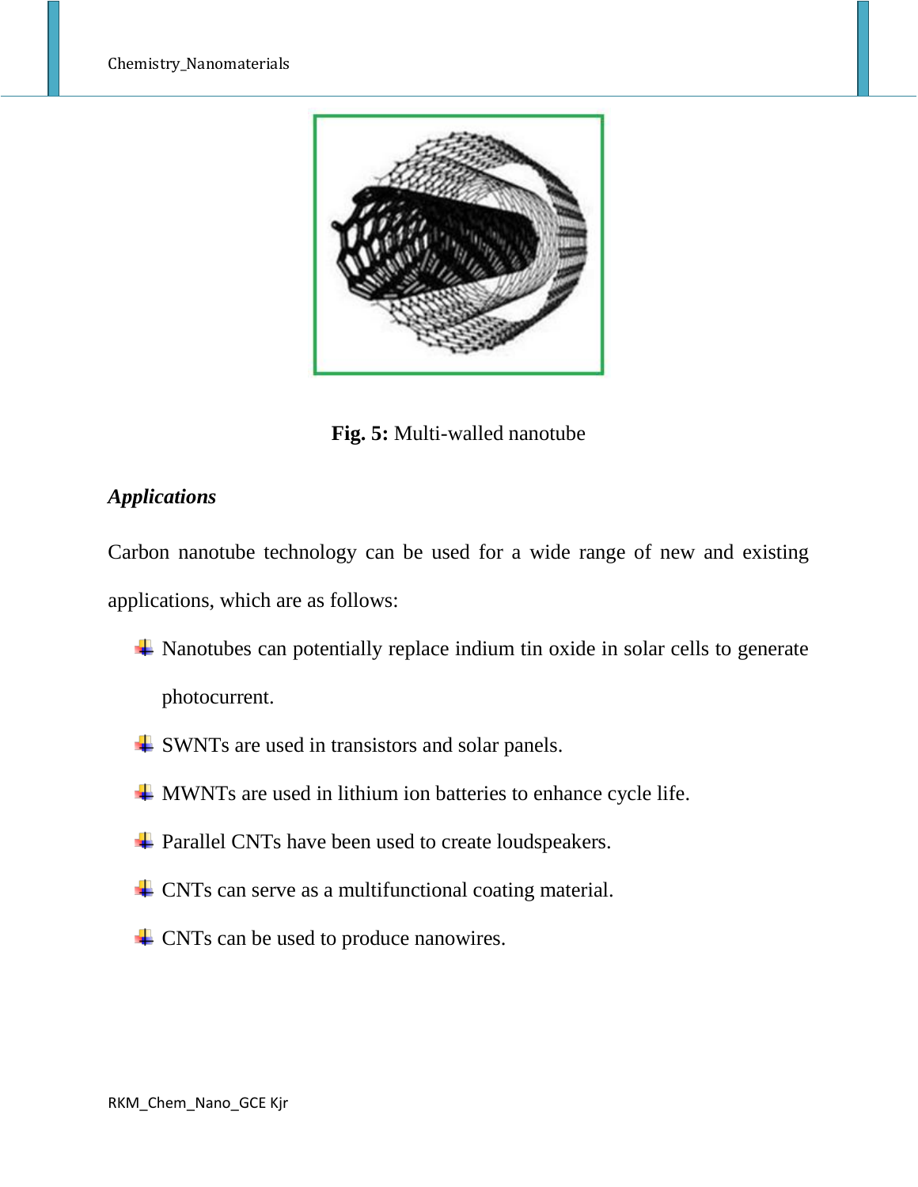**Fig. 5:** Multi-walled nanotube

***Applications***

Carbon nanotube technology can be used for a wide range of new and existing applications, which are as follows:

- Nanotubes can potentially replace indium tin oxide in solar cells to generate photocurrent.
- SWNTs are used in transistors and solar panels.
- MWNTs are used in lithium ion batteries to enhance cycle life.
- Parallel CNTs have been used to create loudspeakers.
- CNTs can serve as a multifunctional coating material.
- CNTs can be used to produce nanowires.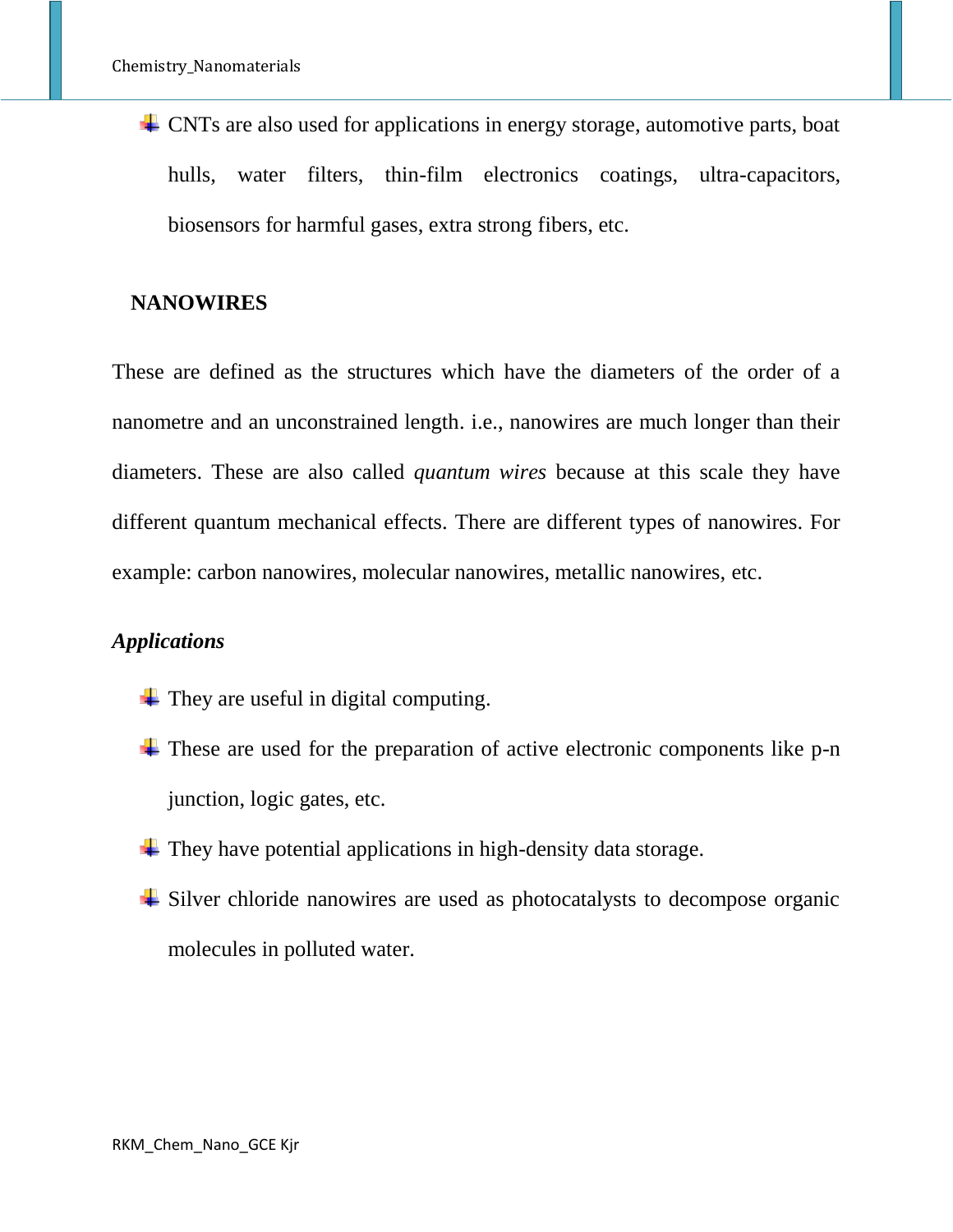- CNTs are also used for applications in energy storage, automotive parts, boat hulls, water filters, thin-film electronics coatings, ultra-capacitors, biosensors for harmful gases, extra strong fibers, etc.

## NANOWIRES

These are defined as the structures which have the diameters of the order of a nanometre and an unconstrained length. i.e., nanowires are much longer than their diameters. These are also called *quantum wires* because at this scale they have different quantum mechanical effects. There are different types of nanowires. For example: carbon nanowires, molecular nanowires, metallic nanowires, etc.

### *Applications*

- They are useful in digital computing.
- These are used for the preparation of active electronic components like p-n junction, logic gates, etc.
- They have potential applications in high-density data storage.
- Silver chloride nanowires are used as photocatalysts to decompose organic molecules in polluted water.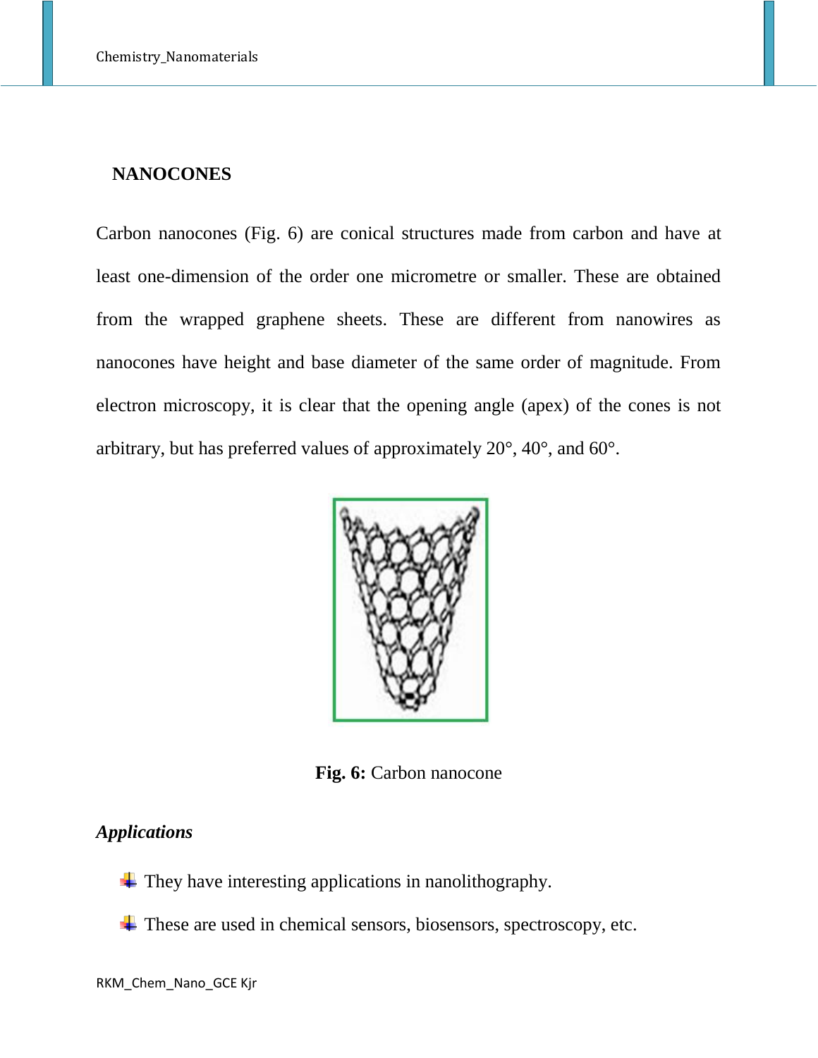## NANOCONES

Carbon nanocones (Fig. 6) are conical structures made from carbon and have at least one-dimension of the order one micrometre or smaller. These are obtained from the wrapped graphene sheets. These are different from nanowires as nanocones have height and base diameter of the same order of magnitude. From electron microscopy, it is clear that the opening angle (apex) of the cones is not arbitrary, but has preferred values of approximately 20°, 40°, and 60°.

**Fig. 6:** Carbon nanocone

### *Applications*

- They have interesting applications in nanolithography.
- These are used in chemical sensors, biosensors, spectroscopy, etc.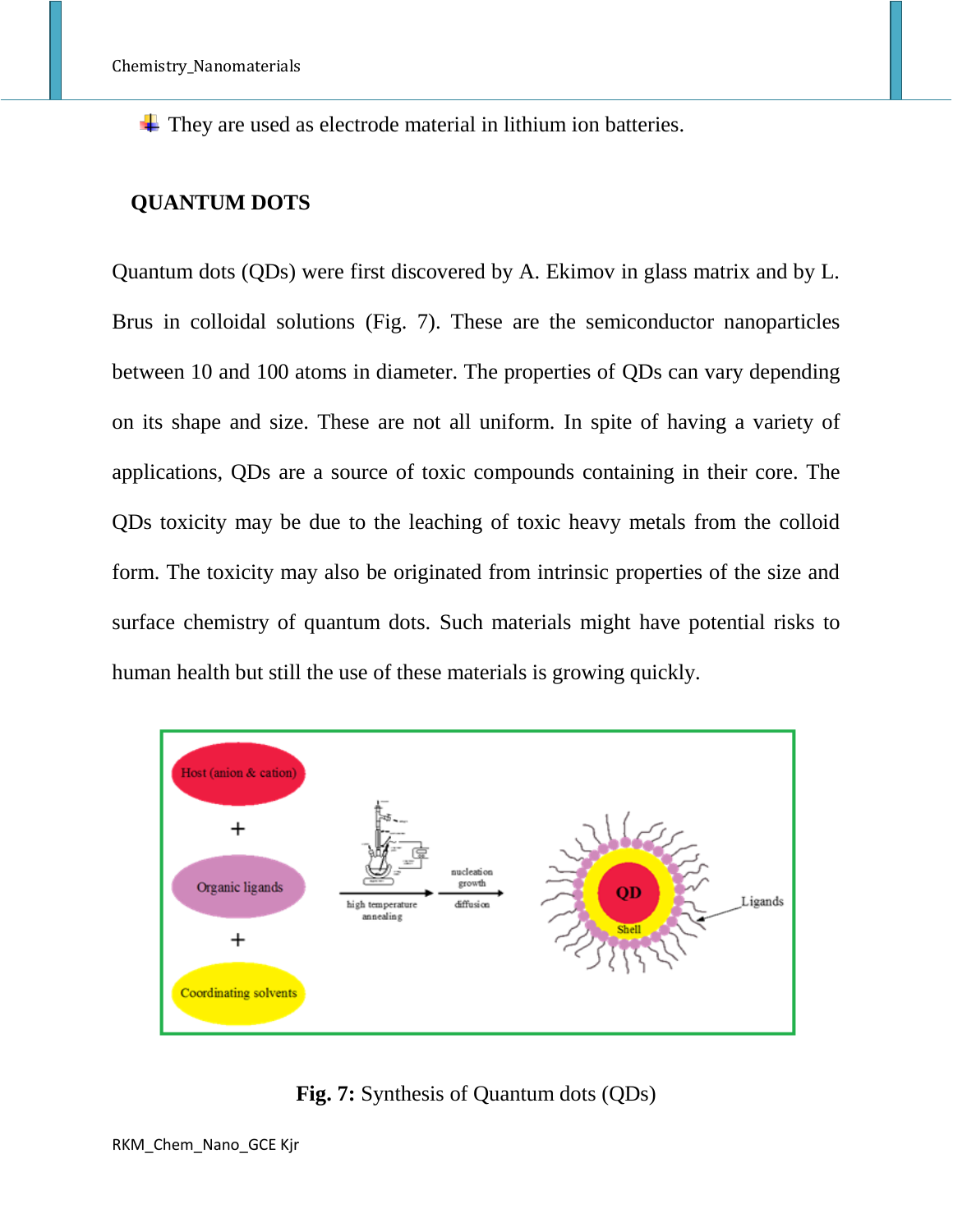- They are used as electrode material in lithium ion batteries.

## QUANTUM DOTS

Quantum dots (QDs) were first discovered by A. Ekimov in glass matrix and by L. Brus in colloidal solutions (Fig. 7). These are the semiconductor nanoparticles between 10 and 100 atoms in diameter. The properties of QDs can vary depending on its shape and size. These are not all uniform. In spite of having a variety of applications, QDs are a source of toxic compounds containing in their core. The QDs toxicity may be due to the leaching of toxic heavy metals from the colloid form. The toxicity may also be originated from intrinsic properties of the size and surface chemistry of quantum dots. Such materials might have potential risks to human health but still the use of these materials is growing quickly.

**Fig. 7:** Synthesis of Quantum dots (QDs)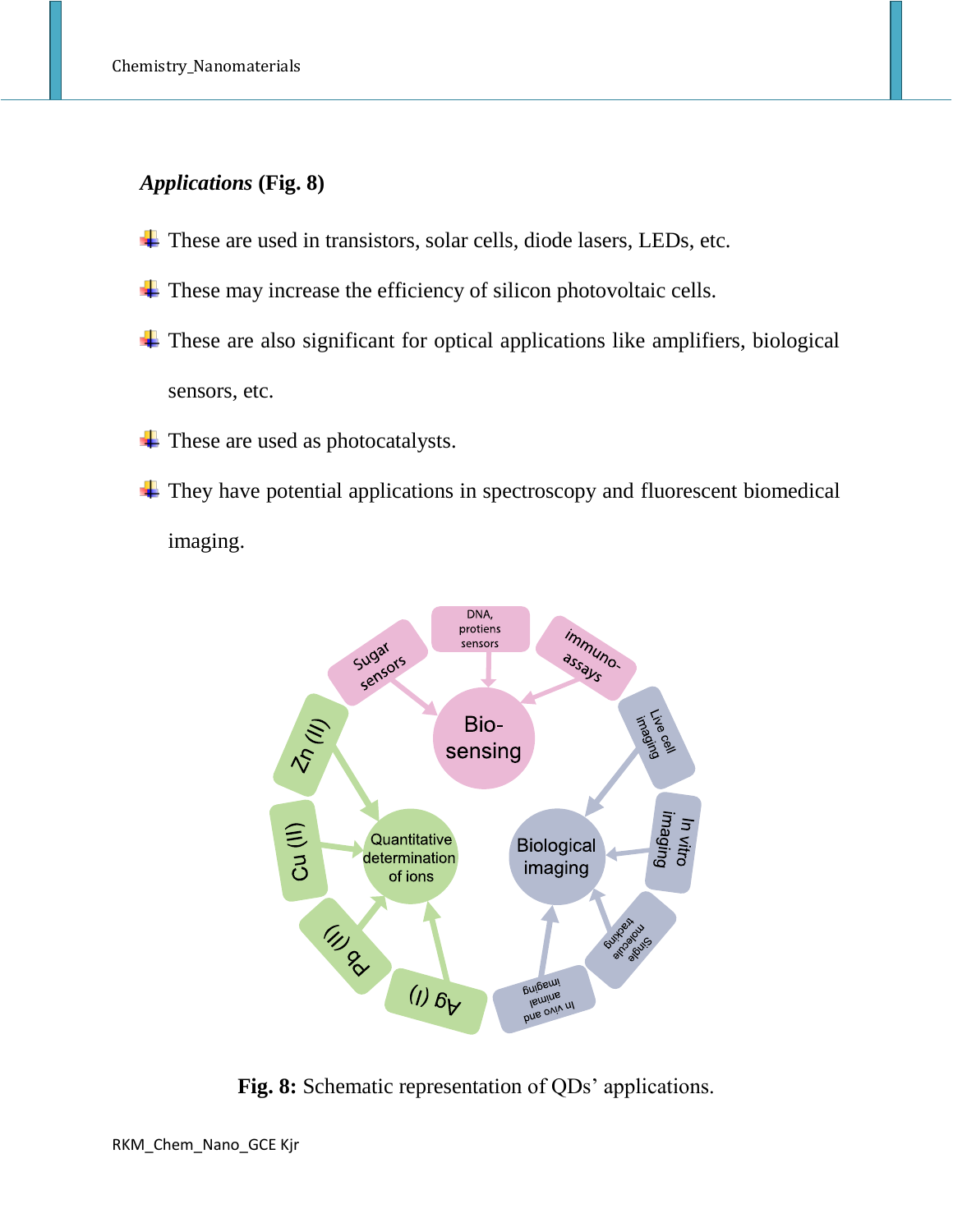***Applications* (Fig. 8)**

- These are used in transistors, solar cells, diode lasers, LEDs, etc.
- These may increase the efficiency of silicon photovoltaic cells.
- These are also significant for optical applications like amplifiers, biological sensors, etc.
- These are used as photocatalysts.
- They have potential applications in spectroscopy and fluorescent biomedical imaging.

**Fig. 8:** Schematic representation of QDs' applications.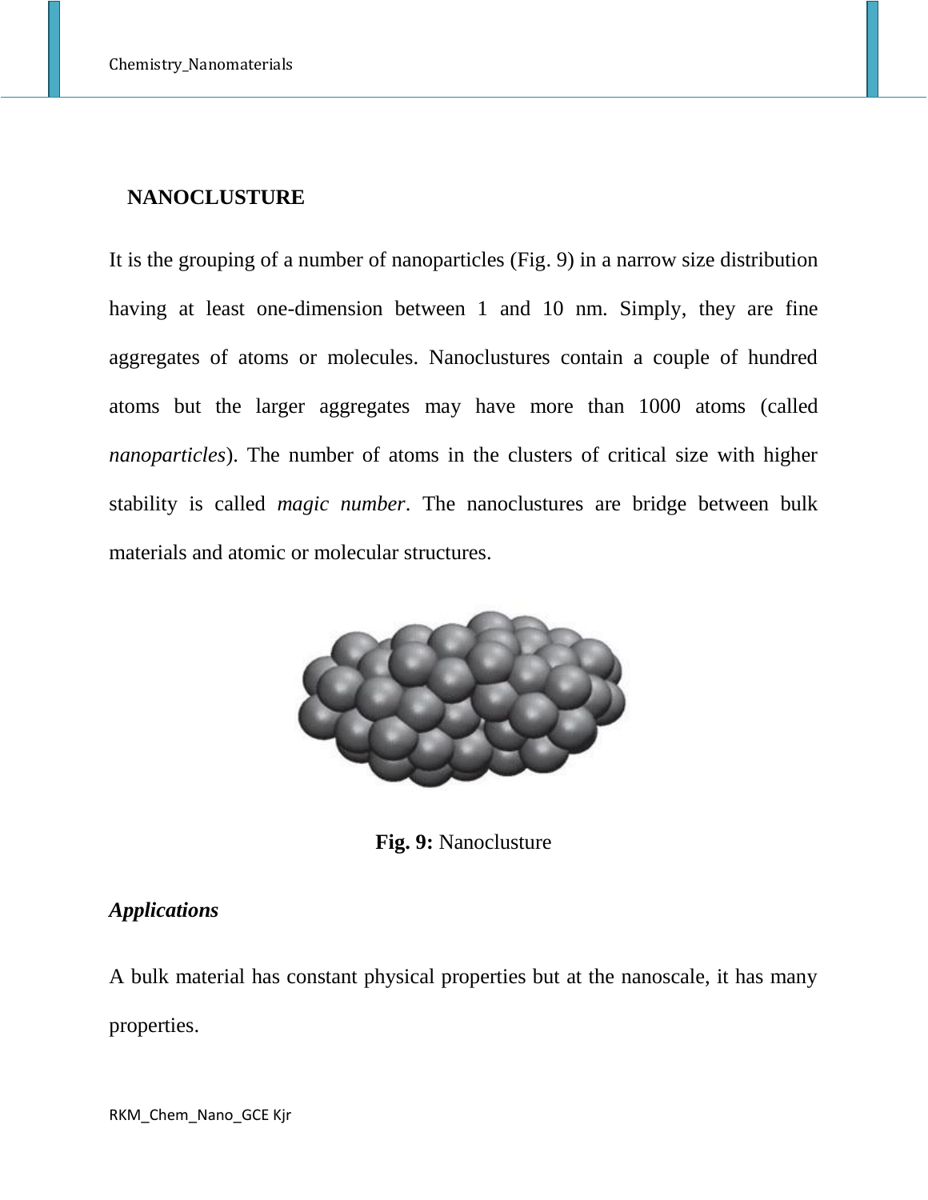## NANOCLUSTURE

It is the grouping of a number of nanoparticles (Fig. 9) in a narrow size distribution having at least one-dimension between 1 and 10 nm. Simply, they are fine aggregates of atoms or molecules. Nanoclustures contain a couple of hundred atoms but the larger aggregates may have more than 1000 atoms (called *nanoparticles*). The number of atoms in the clusters of critical size with higher stability is called *magic number*. The nanoclustures are bridge between bulk materials and atomic or molecular structures.

**Fig. 9:** Nanoclusture

***Applications***

A bulk material has constant physical properties but at the nanoscale, it has many properties.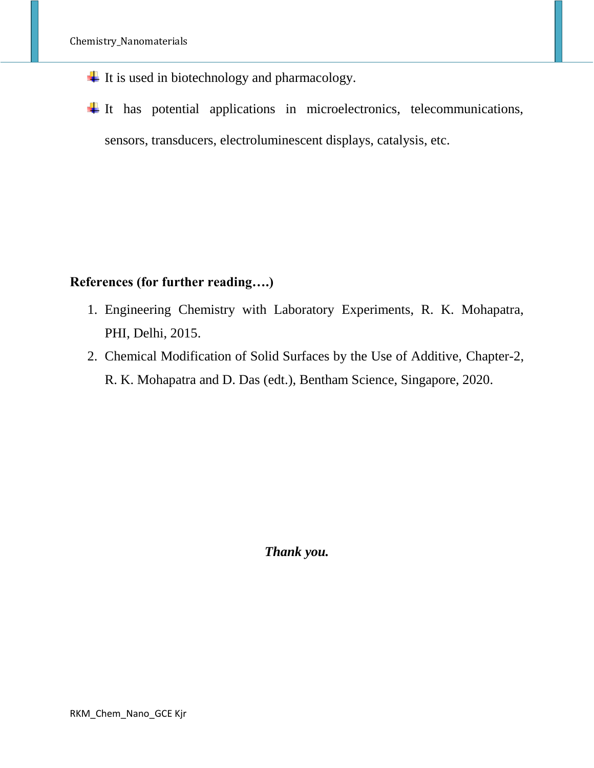- It is used in biotechnology and pharmacology.
- It has potential applications in microelectronics, telecommunications, sensors, transducers, electroluminescent displays, catalysis, etc.

**References (for further reading….)**

1. Engineering Chemistry with Laboratory Experiments, R. K. Mohapatra, PHI, Delhi, 2015.
2. Chemical Modification of Solid Surfaces by the Use of Additive, Chapter-2, R. K. Mohapatra and D. Das (edt.), Bentham Science, Singapore, 2020.

***Thank you.***